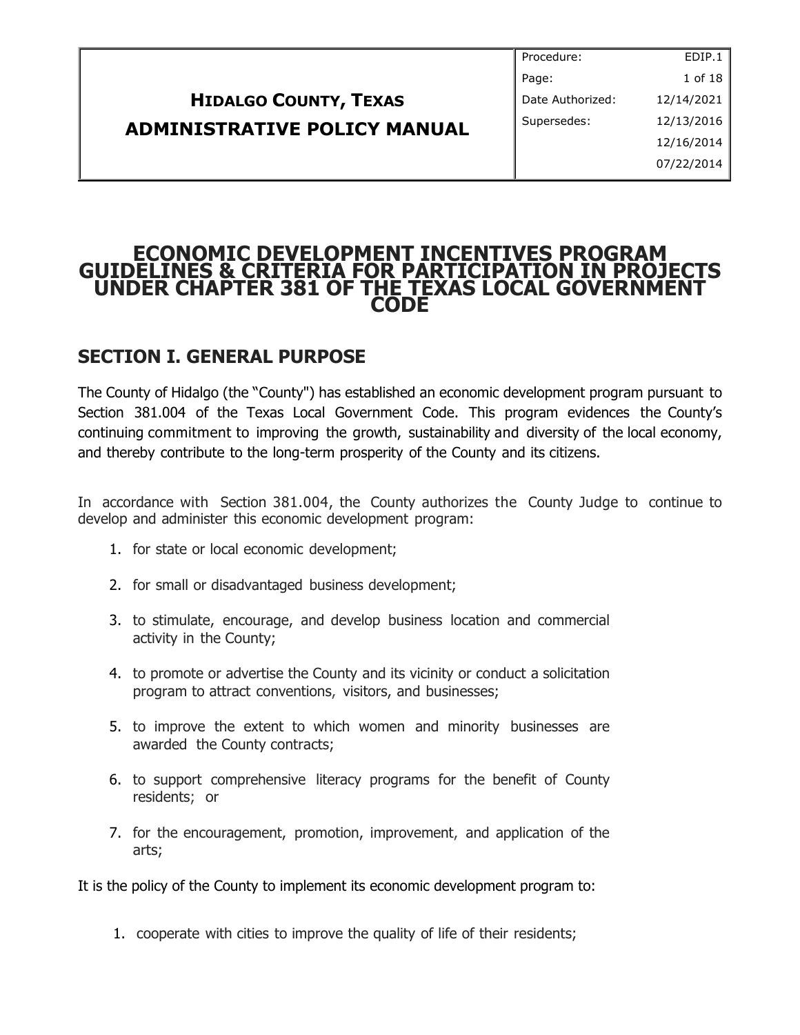| **HIDALGO COUNTY, TEXAS**<br>**ADMINISTRATIVE POLICY MANUAL** | Procedure: | EDIP.1 |
|---|---|---|
| | Page: | 1 of 18 |
| | Date Authorized: | 12/14/2021 |
| | Supersedes: | 12/13/2016 |
| | | 12/16/2014 |
| | | 07/22/2014 |

# ECONOMIC DEVELOPMENT INCENTIVES PROGRAM GUIDELINES & CRITERIA FOR PARTICIPATION IN PROJECTS UNDER CHAPTER 381 OF THE TEXAS LOCAL GOVERNMENT CODE

## SECTION I. GENERAL PURPOSE

The County of Hidalgo (the "County") has established an economic development program pursuant to Section 381.004 of the Texas Local Government Code. This program evidences the County's continuing commitment to improving the growth, sustainability and diversity of the local economy, and thereby contribute to the long-term prosperity of the County and its citizens.

In accordance with Section 381.004, the County authorizes the County Judge to continue to develop and administer this economic development program:

1. for state or local economic development;
2. for small or disadvantaged business development;
3. to stimulate, encourage, and develop business location and commercial activity in the County;
4. to promote or advertise the County and its vicinity or conduct a solicitation program to attract conventions, visitors, and businesses;
5. to improve the extent to which women and minority businesses are awarded the County contracts;
6. to support comprehensive literacy programs for the benefit of County residents; or
7. for the encouragement, promotion, improvement, and application of the arts;

It is the policy of the County to implement its economic development program to:

1. cooperate with cities to improve the quality of life of their residents;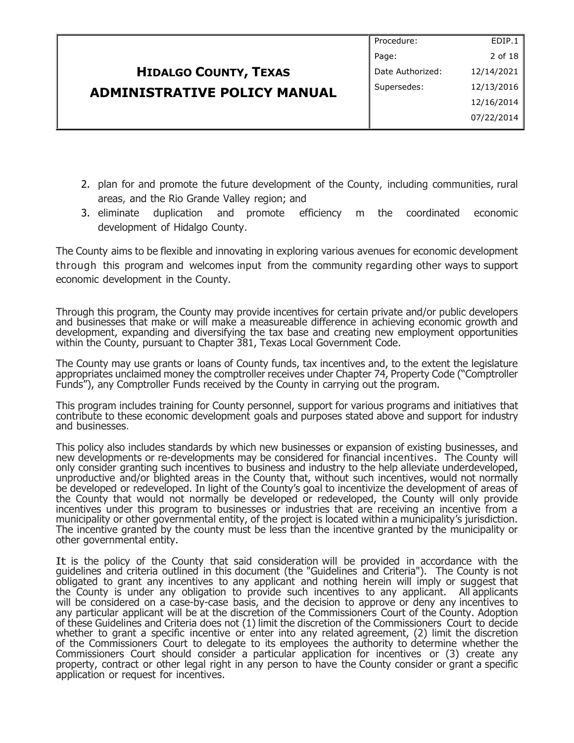2. plan for and promote the future development of the County, including communities, rural areas, and the Rio Grande Valley region; and
3. eliminate duplication and promote efficiency m the coordinated economic development of Hidalgo County.

The County aims to be flexible and innovating in exploring various avenues for economic development through this program and welcomes input from the community regarding other ways to support economic development in the County.

Through this program, the County may provide incentives for certain private and/or public developers and businesses that make or will make a measureable difference in achieving economic growth and development, expanding and diversifying the tax base and creating new employment opportunities within the County, pursuant to Chapter 381, Texas Local Government Code.

The County may use grants or loans of County funds, tax incentives and, to the extent the legislature appropriates unclaimed money the comptroller receives under Chapter 74, Property Code ("Comptroller Funds"), any Comptroller Funds received by the County in carrying out the program.

This program includes training for County personnel, support for various programs and initiatives that contribute to these economic development goals and purposes stated above and support for industry and businesses.

This policy also includes standards by which new businesses or expansion of existing businesses, and new developments or re-developments may be considered for financial incentives. The County will only consider granting such incentives to business and industry to the help alleviate underdeveloped, unproductive and/or blighted areas in the County that, without such incentives, would not normally be developed or redeveloped. In light of the County's goal to incentivize the development of areas of the County that would not normally be developed or redeveloped, the County will only provide incentives under this program to businesses or industries that are receiving an incentive from a municipality or other governmental entity, of the project is located within a municipality's jurisdiction. The incentive granted by the county must be less than the incentive granted by the municipality or other governmental entity.

It is the policy of the County that said consideration will be provided in accordance with the guidelines and criteria outlined in this document (the "Guidelines and Criteria"). The County is not obligated to grant any incentives to any applicant and nothing herein will imply or suggest that the County is under any obligation to provide such incentives to any applicant. All applicants will be considered on a case-by-case basis, and the decision to approve or deny any incentives to any particular applicant will be at the discretion of the Commissioners Court of the County. Adoption of these Guidelines and Criteria does not (1) limit the discretion of the Commissioners Court to decide whether to grant a specific incentive or enter into any related agreement, (2) limit the discretion of the Commissioners Court to delegate to its employees the authority to determine whether the Commissioners Court should consider a particular application for incentives or (3) create any property, contract or other legal right in any person to have the County consider or grant a specific application or request for incentives.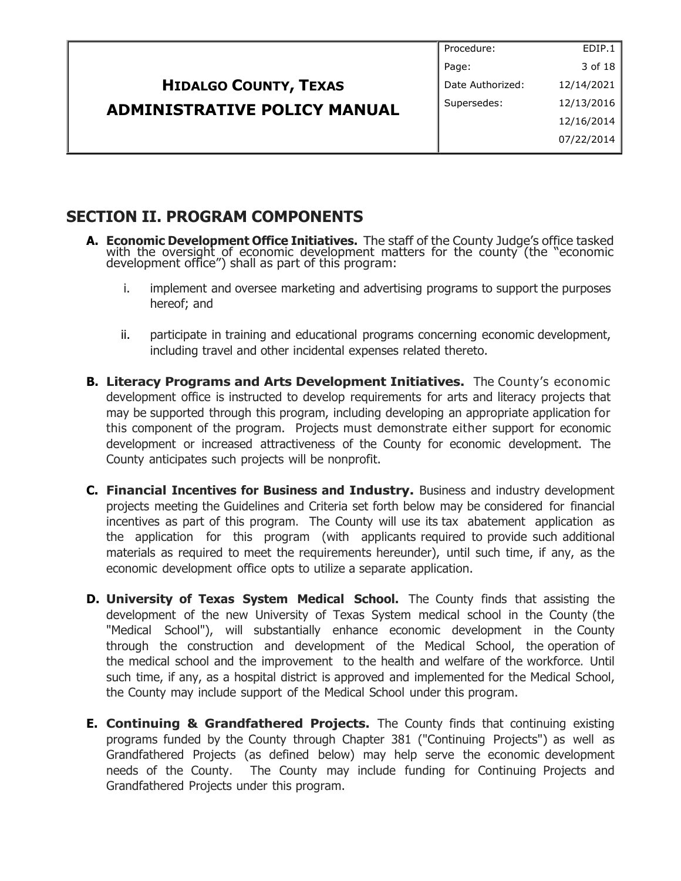## SECTION II. PROGRAM COMPONENTS

**A. Economic Development Office Initiatives.** The staff of the County Judge's office tasked with the oversight of economic development matters for the county (the "economic development office") shall as part of this program:

   i. implement and oversee marketing and advertising programs to support the purposes hereof; and

   ii. participate in training and educational programs concerning economic development, including travel and other incidental expenses related thereto.

**B. Literacy Programs and Arts Development Initiatives.** The County's economic development office is instructed to develop requirements for arts and literacy projects that may be supported through this program, including developing an appropriate application for this component of the program. Projects must demonstrate either support for economic development or increased attractiveness of the County for economic development. The County anticipates such projects will be nonprofit.

**C. Financial Incentives for Business and Industry.** Business and industry development projects meeting the Guidelines and Criteria set forth below may be considered for financial incentives as part of this program. The County will use its tax abatement application as the application for this program (with applicants required to provide such additional materials as required to meet the requirements hereunder), until such time, if any, as the economic development office opts to utilize a separate application.

**D. University of Texas System Medical School.** The County finds that assisting the development of the new University of Texas System medical school in the County (the "Medical School"), will substantially enhance economic development in the County through the construction and development of the Medical School, the operation of the medical school and the improvement to the health and welfare of the workforce. Until such time, if any, as a hospital district is approved and implemented for the Medical School, the County may include support of the Medical School under this program.

**E. Continuing & Grandfathered Projects.** The County finds that continuing existing programs funded by the County through Chapter 381 ("Continuing Projects") as well as Grandfathered Projects (as defined below) may help serve the economic development needs of the County. The County may include funding for Continuing Projects and Grandfathered Projects under this program.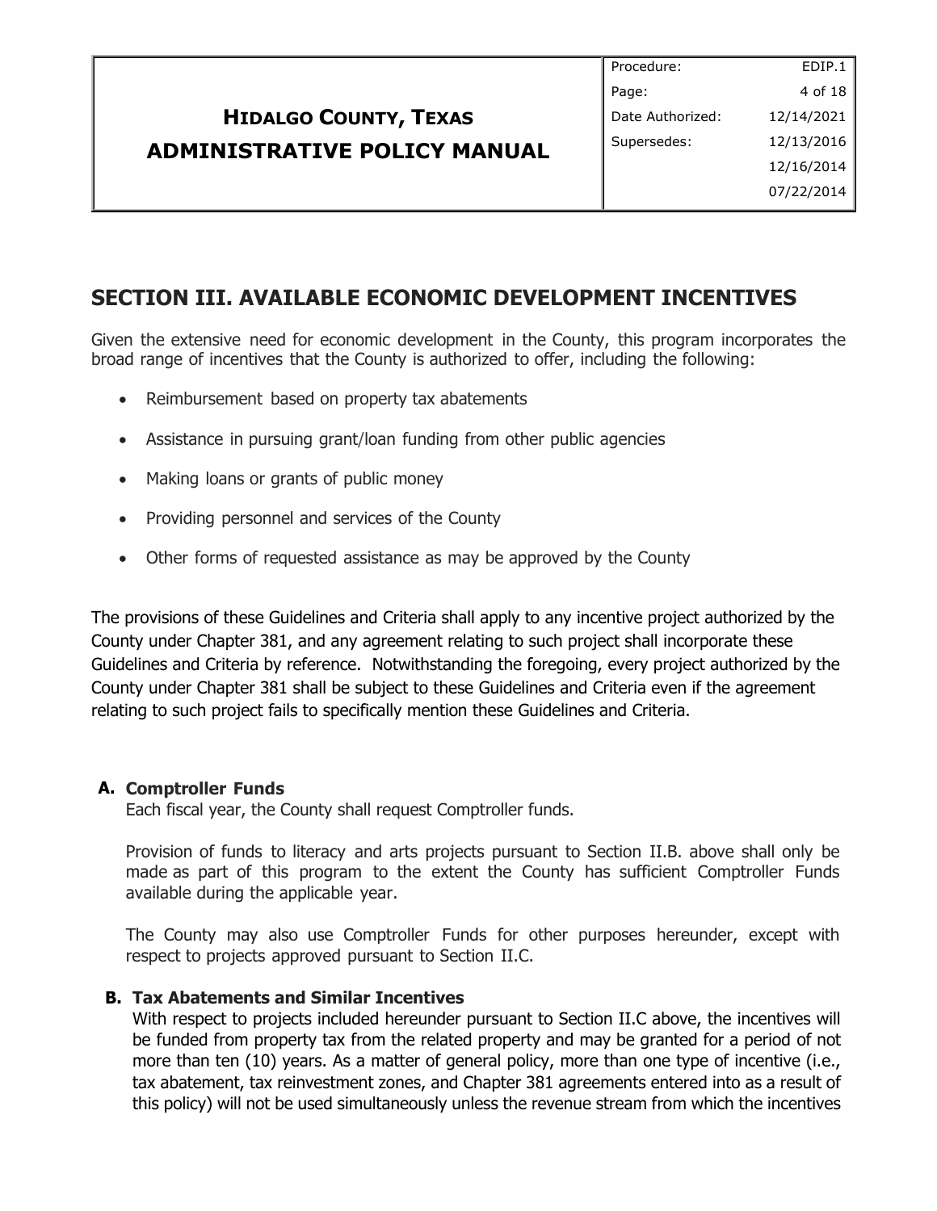## SECTION III. AVAILABLE ECONOMIC DEVELOPMENT INCENTIVES

Given the extensive need for economic development in the County, this program incorporates the broad range of incentives that the County is authorized to offer, including the following:

- Reimbursement based on property tax abatements
- Assistance in pursuing grant/loan funding from other public agencies
- Making loans or grants of public money
- Providing personnel and services of the County
- Other forms of requested assistance as may be approved by the County

The provisions of these Guidelines and Criteria shall apply to any incentive project authorized by the County under Chapter 381, and any agreement relating to such project shall incorporate these Guidelines and Criteria by reference. Notwithstanding the foregoing, every project authorized by the County under Chapter 381 shall be subject to these Guidelines and Criteria even if the agreement relating to such project fails to specifically mention these Guidelines and Criteria.

### A. Comptroller Funds

Each fiscal year, the County shall request Comptroller funds.

Provision of funds to literacy and arts projects pursuant to Section II.B. above shall only be made as part of this program to the extent the County has sufficient Comptroller Funds available during the applicable year.

The County may also use Comptroller Funds for other purposes hereunder, except with respect to projects approved pursuant to Section II.C.

### B. Tax Abatements and Similar Incentives

With respect to projects included hereunder pursuant to Section II.C above, the incentives will be funded from property tax from the related property and may be granted for a period of not more than ten (10) years. As a matter of general policy, more than one type of incentive (i.e., tax abatement, tax reinvestment zones, and Chapter 381 agreements entered into as a result of this policy) will not be used simultaneously unless the revenue stream from which the incentives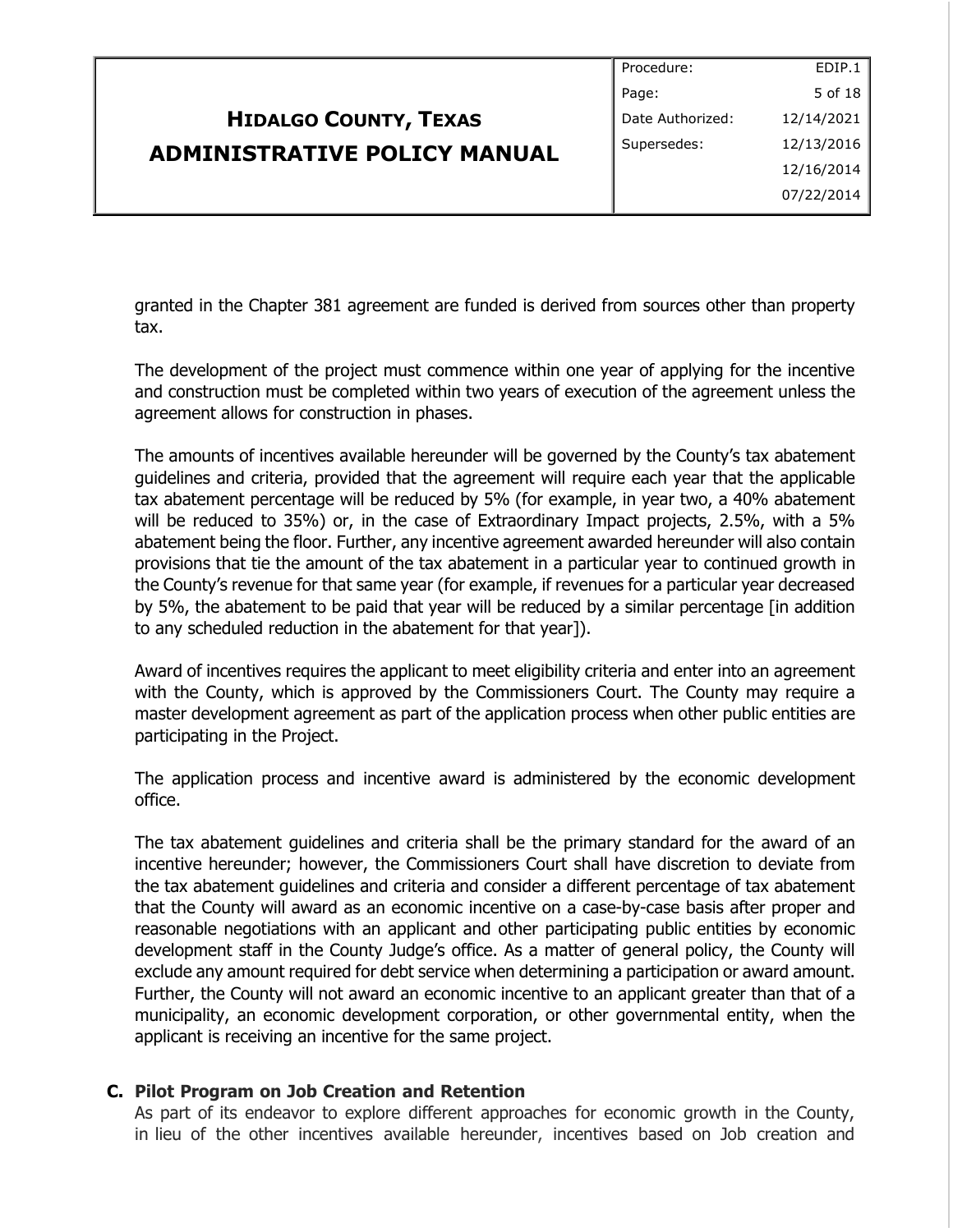granted in the Chapter 381 agreement are funded is derived from sources other than property tax.

The development of the project must commence within one year of applying for the incentive and construction must be completed within two years of execution of the agreement unless the agreement allows for construction in phases.

The amounts of incentives available hereunder will be governed by the County's tax abatement guidelines and criteria, provided that the agreement will require each year that the applicable tax abatement percentage will be reduced by 5% (for example, in year two, a 40% abatement will be reduced to 35%) or, in the case of Extraordinary Impact projects, 2.5%, with a 5% abatement being the floor. Further, any incentive agreement awarded hereunder will also contain provisions that tie the amount of the tax abatement in a particular year to continued growth in the County's revenue for that same year (for example, if revenues for a particular year decreased by 5%, the abatement to be paid that year will be reduced by a similar percentage [in addition to any scheduled reduction in the abatement for that year]).

Award of incentives requires the applicant to meet eligibility criteria and enter into an agreement with the County, which is approved by the Commissioners Court. The County may require a master development agreement as part of the application process when other public entities are participating in the Project.

The application process and incentive award is administered by the economic development office.

The tax abatement guidelines and criteria shall be the primary standard for the award of an incentive hereunder; however, the Commissioners Court shall have discretion to deviate from the tax abatement guidelines and criteria and consider a different percentage of tax abatement that the County will award as an economic incentive on a case-by-case basis after proper and reasonable negotiations with an applicant and other participating public entities by economic development staff in the County Judge's office. As a matter of general policy, the County will exclude any amount required for debt service when determining a participation or award amount. Further, the County will not award an economic incentive to an applicant greater than that of a municipality, an economic development corporation, or other governmental entity, when the applicant is receiving an incentive for the same project.

### C. Pilot Program on Job Creation and Retention

As part of its endeavor to explore different approaches for economic growth in the County, in lieu of the other incentives available hereunder, incentives based on Job creation and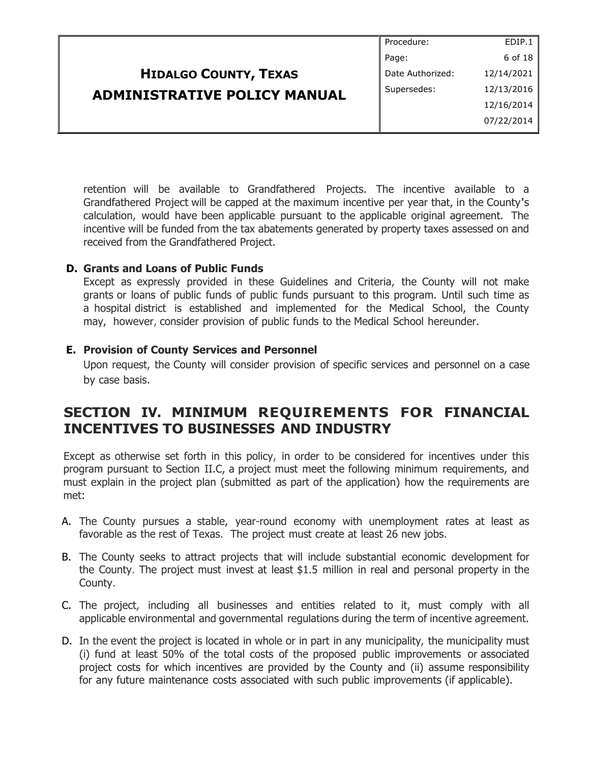retention will be available to Grandfathered Projects. The incentive available to a Grandfathered Project will be capped at the maximum incentive per year that, in the County's calculation, would have been applicable pursuant to the applicable original agreement. The incentive will be funded from the tax abatements generated by property taxes assessed on and received from the Grandfathered Project.

**D. Grants and Loans of Public Funds**

Except as expressly provided in these Guidelines and Criteria, the County will not make grants or loans of public funds of public funds pursuant to this program. Until such time as a hospital district is established and implemented for the Medical School, the County may, however, consider provision of public funds to the Medical School hereunder.

**E. Provision of County Services and Personnel**

Upon request, the County will consider provision of specific services and personnel on a case by case basis.

## SECTION IV. MINIMUM REQUIREMENTS FOR FINANCIAL INCENTIVES TO BUSINESSES AND INDUSTRY

Except as otherwise set forth in this policy, in order to be considered for incentives under this program pursuant to Section II.C, a project must meet the following minimum requirements, and must explain in the project plan (submitted as part of the application) how the requirements are met:

A. The County pursues a stable, year-round economy with unemployment rates at least as favorable as the rest of Texas. The project must create at least 26 new jobs.

B. The County seeks to attract projects that will include substantial economic development for the County. The project must invest at least $1.5 million in real and personal property in the County.

C. The project, including all businesses and entities related to it, must comply with all applicable environmental and governmental regulations during the term of incentive agreement.

D. In the event the project is located in whole or in part in any municipality, the municipality must (i) fund at least 50% of the total costs of the proposed public improvements or associated project costs for which incentives are provided by the County and (ii) assume responsibility for any future maintenance costs associated with such public improvements (if applicable).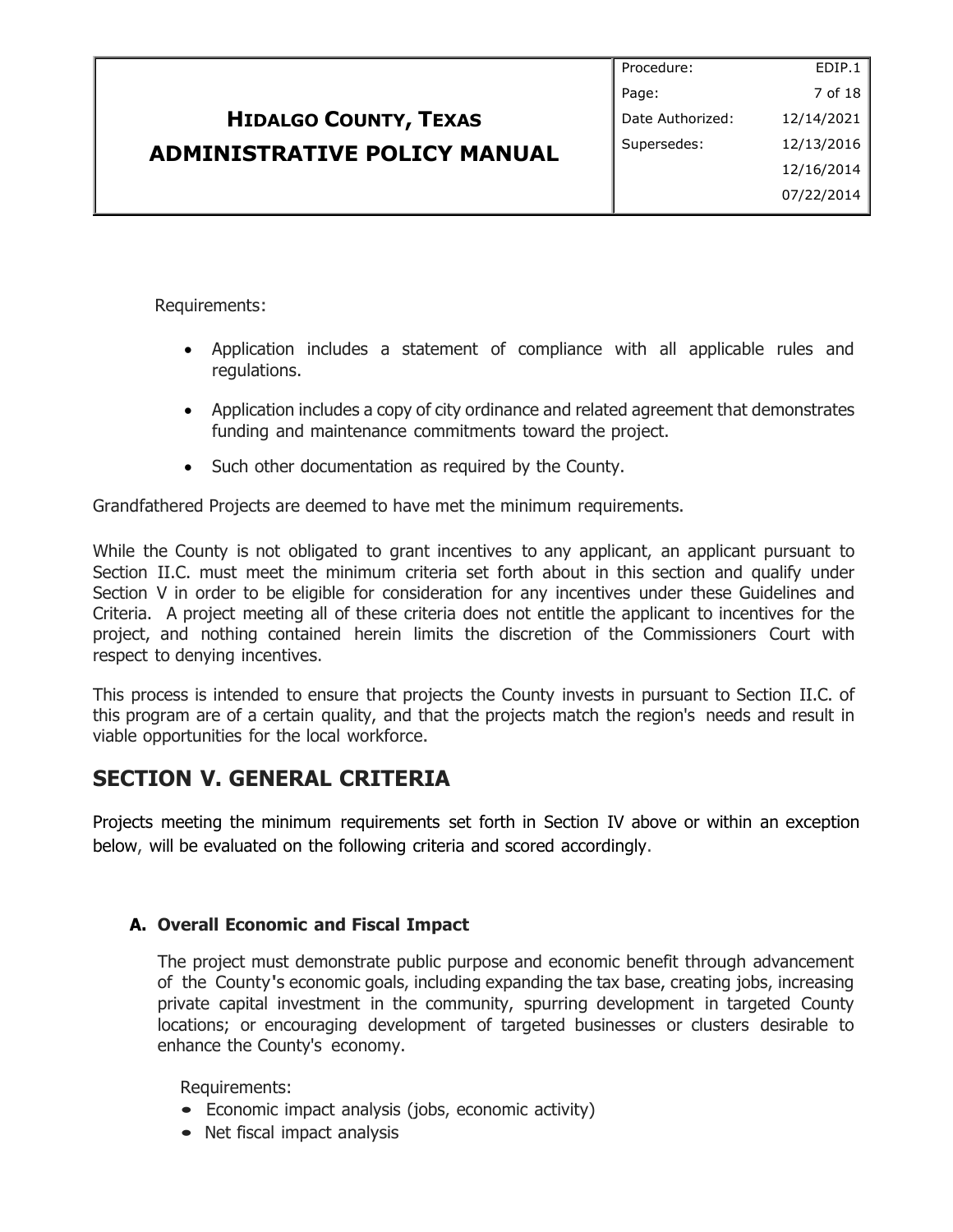Requirements:

- Application includes a statement of compliance with all applicable rules and regulations.
- Application includes a copy of city ordinance and related agreement that demonstrates funding and maintenance commitments toward the project.
- Such other documentation as required by the County.

Grandfathered Projects are deemed to have met the minimum requirements.

While the County is not obligated to grant incentives to any applicant, an applicant pursuant to Section II.C. must meet the minimum criteria set forth about in this section and qualify under Section V in order to be eligible for consideration for any incentives under these Guidelines and Criteria. A project meeting all of these criteria does not entitle the applicant to incentives for the project, and nothing contained herein limits the discretion of the Commissioners Court with respect to denying incentives.

This process is intended to ensure that projects the County invests in pursuant to Section II.C. of this program are of a certain quality, and that the projects match the region's needs and result in viable opportunities for the local workforce.

## SECTION V. GENERAL CRITERIA

Projects meeting the minimum requirements set forth in Section IV above or within an exception below, will be evaluated on the following criteria and scored accordingly.

### A. Overall Economic and Fiscal Impact

The project must demonstrate public purpose and economic benefit through advancement of the County's economic goals, including expanding the tax base, creating jobs, increasing private capital investment in the community, spurring development in targeted County locations; or encouraging development of targeted businesses or clusters desirable to enhance the County's economy.

Requirements:

- Economic impact analysis (jobs, economic activity)
- Net fiscal impact analysis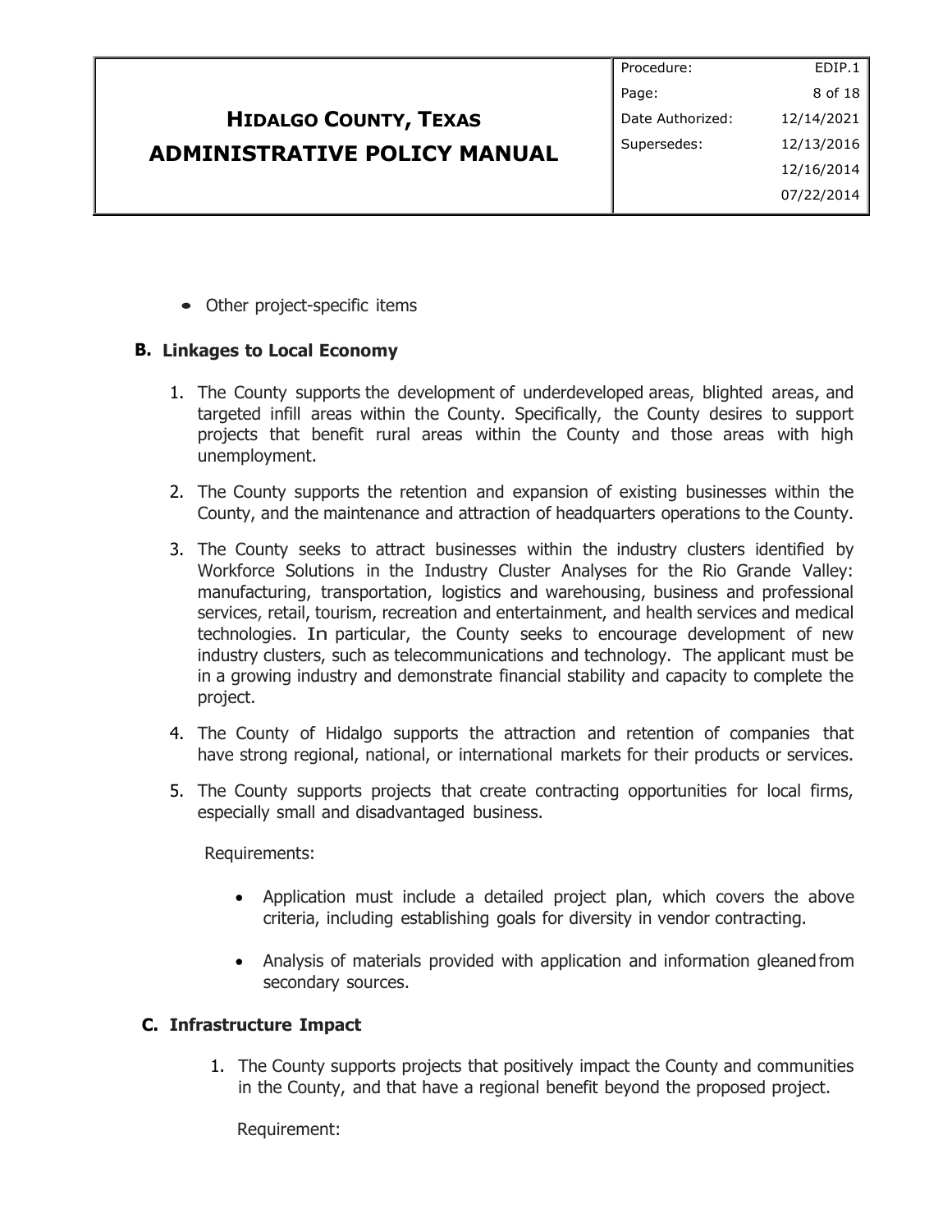- Other project-specific items

### B. Linkages to Local Economy

1. The County supports the development of underdeveloped areas, blighted areas, and targeted infill areas within the County. Specifically, the County desires to support projects that benefit rural areas within the County and those areas with high unemployment.

2. The County supports the retention and expansion of existing businesses within the County, and the maintenance and attraction of headquarters operations to the County.

3. The County seeks to attract businesses within the industry clusters identified by Workforce Solutions in the Industry Cluster Analyses for the Rio Grande Valley: manufacturing, transportation, logistics and warehousing, business and professional services, retail, tourism, recreation and entertainment, and health services and medical technologies. In particular, the County seeks to encourage development of new industry clusters, such as telecommunications and technology. The applicant must be in a growing industry and demonstrate financial stability and capacity to complete the project.

4. The County of Hidalgo supports the attraction and retention of companies that have strong regional, national, or international markets for their products or services.

5. The County supports projects that create contracting opportunities for local firms, especially small and disadvantaged business.

   Requirements:

   - Application must include a detailed project plan, which covers the above criteria, including establishing goals for diversity in vendor contracting.

   - Analysis of materials provided with application and information gleaned from secondary sources.

### C. Infrastructure Impact

1. The County supports projects that positively impact the County and communities in the County, and that have a regional benefit beyond the proposed project.

   Requirement: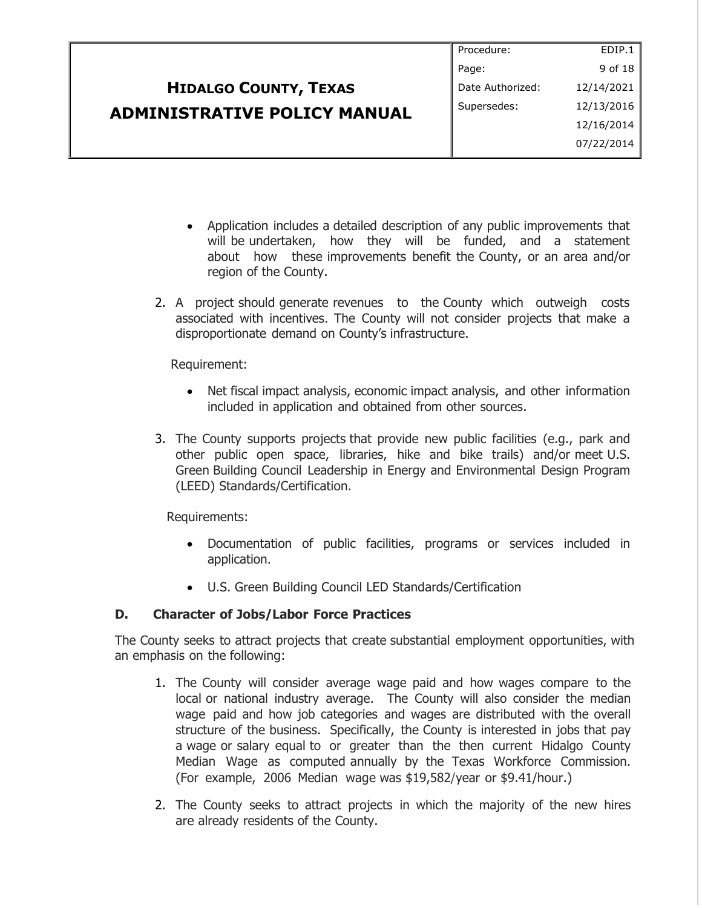- Application includes a detailed description of any public improvements that will be undertaken, how they will be funded, and a statement about how these improvements benefit the County, or an area and/or region of the County.

2. A project should generate revenues to the County which outweigh costs associated with incentives. The County will not consider projects that make a disproportionate demand on County's infrastructure.

   Requirement:

   - Net fiscal impact analysis, economic impact analysis, and other information included in application and obtained from other sources.

3. The County supports projects that provide new public facilities (e.g., park and other public open space, libraries, hike and bike trails) and/or meet U.S. Green Building Council Leadership in Energy and Environmental Design Program (LEED) Standards/Certification.

   Requirements:

   - Documentation of public facilities, programs or services included in application.
   - U.S. Green Building Council LED Standards/Certification

**D. Character of Jobs/Labor Force Practices**

The County seeks to attract projects that create substantial employment opportunities, with an emphasis on the following:

1. The County will consider average wage paid and how wages compare to the local or national industry average. The County will also consider the median wage paid and how job categories and wages are distributed with the overall structure of the business. Specifically, the County is interested in jobs that pay a wage or salary equal to or greater than the then current Hidalgo County Median Wage as computed annually by the Texas Workforce Commission. (For example, 2006 Median wage was $19,582/year or $9.41/hour.)

2. The County seeks to attract projects in which the majority of the new hires are already residents of the County.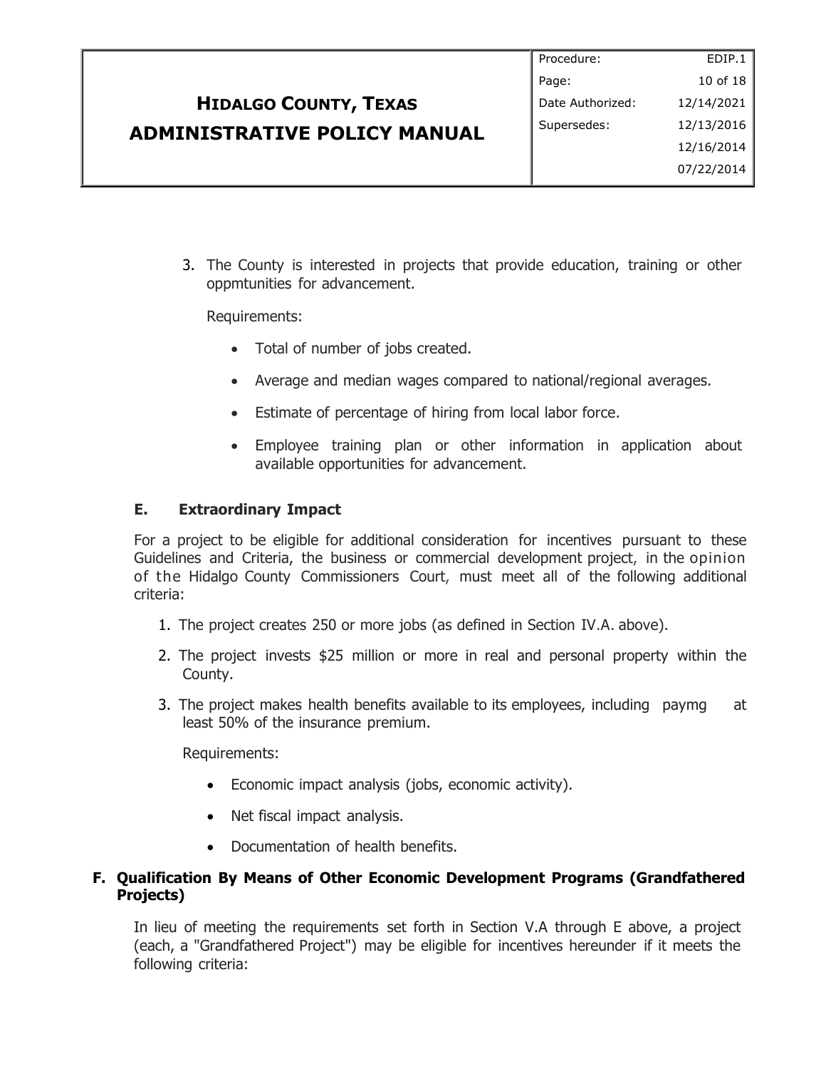3. The County is interested in projects that provide education, training or other oppmtunities for advancement.

   Requirements:

   - Total of number of jobs created.
   - Average and median wages compared to national/regional averages.
   - Estimate of percentage of hiring from local labor force.
   - Employee training plan or other information in application about available opportunities for advancement.

### E. Extraordinary Impact

For a project to be eligible for additional consideration for incentives pursuant to these Guidelines and Criteria, the business or commercial development project, in the opinion of the Hidalgo County Commissioners Court, must meet all of the following additional criteria:

1. The project creates 250 or more jobs (as defined in Section IV.A. above).
2. The project invests $25 million or more in real and personal property within the County.
3. The project makes health benefits available to its employees, including paymg at least 50% of the insurance premium.

   Requirements:

   - Economic impact analysis (jobs, economic activity).
   - Net fiscal impact analysis.
   - Documentation of health benefits.

### F. Qualification By Means of Other Economic Development Programs (Grandfathered Projects)

In lieu of meeting the requirements set forth in Section V.A through E above, a project (each, a "Grandfathered Project") may be eligible for incentives hereunder if it meets the following criteria: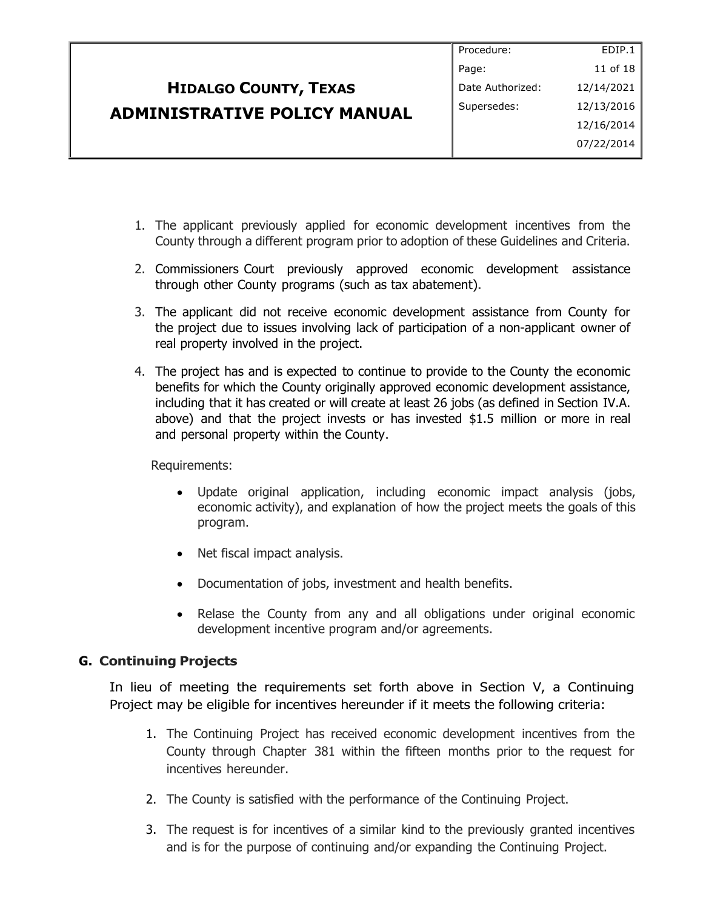1. The applicant previously applied for economic development incentives from the County through a different program prior to adoption of these Guidelines and Criteria.
2. Commissioners Court previously approved economic development assistance through other County programs (such as tax abatement).
3. The applicant did not receive economic development assistance from County for the project due to issues involving lack of participation of a non-applicant owner of real property involved in the project.
4. The project has and is expected to continue to provide to the County the economic benefits for which the County originally approved economic development assistance, including that it has created or will create at least 26 jobs (as defined in Section IV.A. above) and that the project invests or has invested $1.5 million or more in real and personal property within the County.

   Requirements:

   - Update original application, including economic impact analysis (jobs, economic activity), and explanation of how the project meets the goals of this program.
   - Net fiscal impact analysis.
   - Documentation of jobs, investment and health benefits.
   - Relase the County from any and all obligations under original economic development incentive program and/or agreements.

### G. Continuing Projects

In lieu of meeting the requirements set forth above in Section V, a Continuing Project may be eligible for incentives hereunder if it meets the following criteria:

1. The Continuing Project has received economic development incentives from the County through Chapter 381 within the fifteen months prior to the request for incentives hereunder.
2. The County is satisfied with the performance of the Continuing Project.
3. The request is for incentives of a similar kind to the previously granted incentives and is for the purpose of continuing and/or expanding the Continuing Project.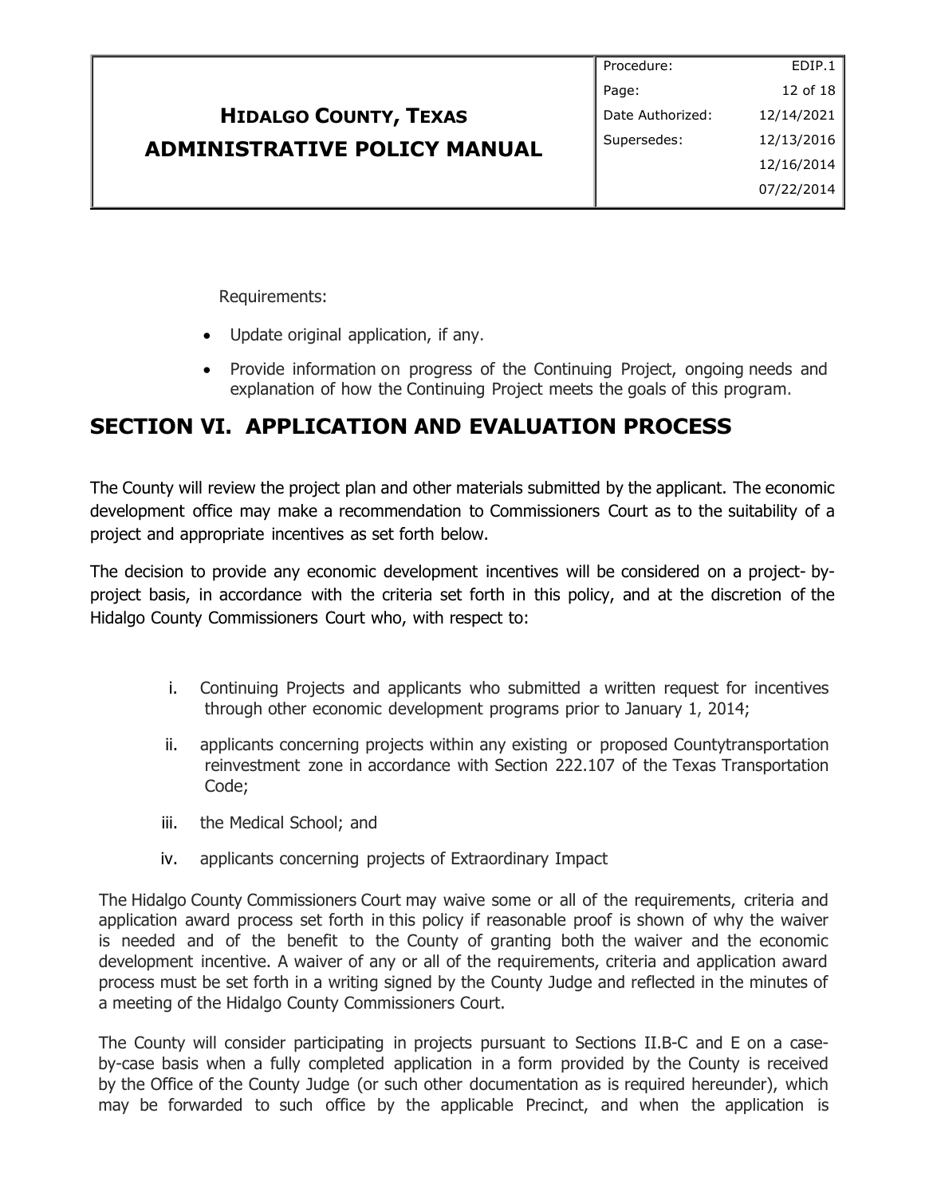Requirements:

- Update original application, if any.
- Provide information on progress of the Continuing Project, ongoing needs and explanation of how the Continuing Project meets the goals of this program.

## SECTION VI. APPLICATION AND EVALUATION PROCESS

The County will review the project plan and other materials submitted by the applicant. The economic development office may make a recommendation to Commissioners Court as to the suitability of a project and appropriate incentives as set forth below.

The decision to provide any economic development incentives will be considered on a project- by-project basis, in accordance with the criteria set forth in this policy, and at the discretion of the Hidalgo County Commissioners Court who, with respect to:

i. Continuing Projects and applicants who submitted a written request for incentives through other economic development programs prior to January 1, 2014;

ii. applicants concerning projects within any existing or proposed Countytransportation reinvestment zone in accordance with Section 222.107 of the Texas Transportation Code;

iii. the Medical School; and

iv. applicants concerning projects of Extraordinary Impact

The Hidalgo County Commissioners Court may waive some or all of the requirements, criteria and application award process set forth in this policy if reasonable proof is shown of why the waiver is needed and of the benefit to the County of granting both the waiver and the economic development incentive. A waiver of any or all of the requirements, criteria and application award process must be set forth in a writing signed by the County Judge and reflected in the minutes of a meeting of the Hidalgo County Commissioners Court.

The County will consider participating in projects pursuant to Sections II.B-C and E on a case-by-case basis when a fully completed application in a form provided by the County is received by the Office of the County Judge (or such other documentation as is required hereunder), which may be forwarded to such office by the applicable Precinct, and when the application is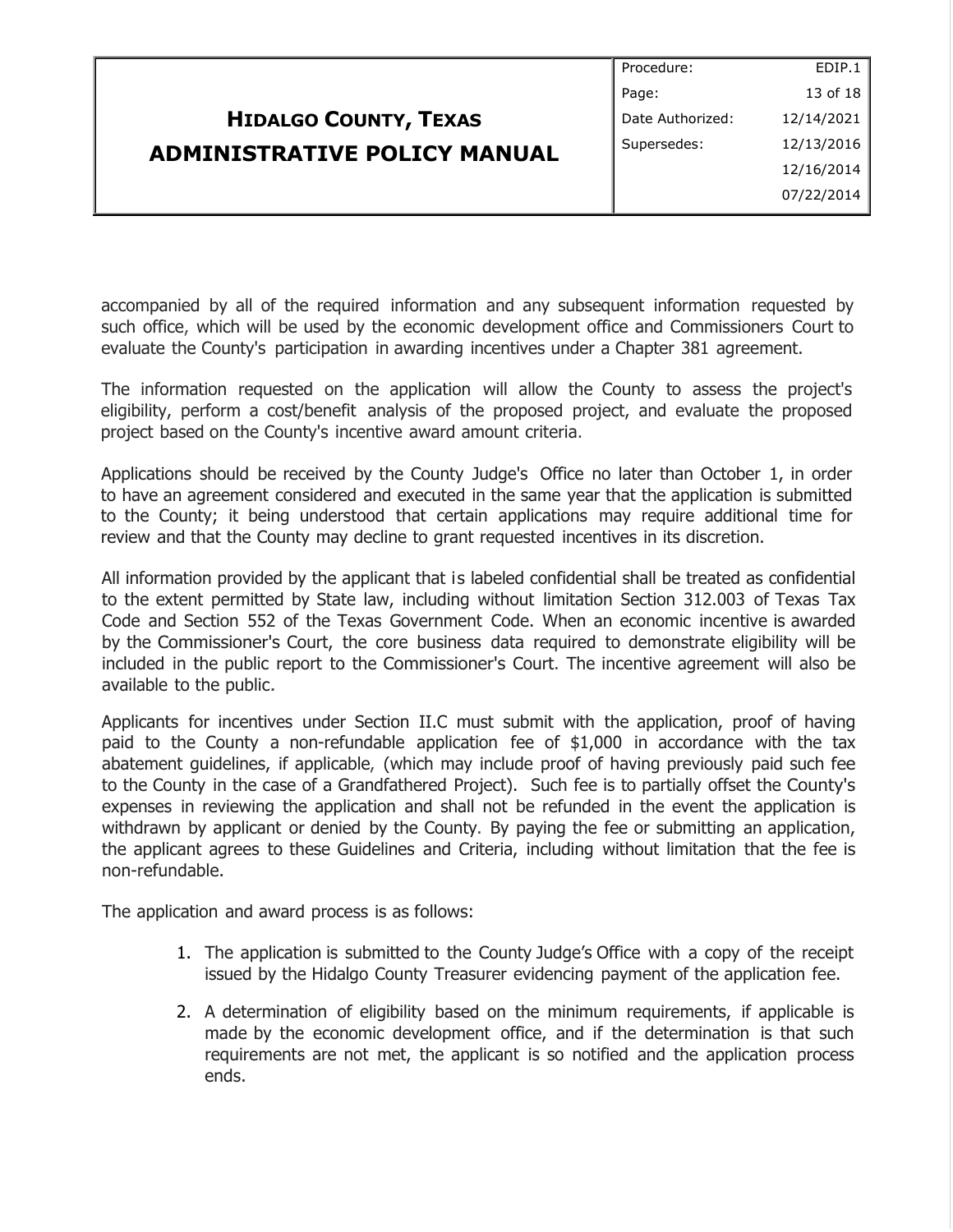accompanied by all of the required information and any subsequent information requested by such office, which will be used by the economic development office and Commissioners Court to evaluate the County's participation in awarding incentives under a Chapter 381 agreement.

The information requested on the application will allow the County to assess the project's eligibility, perform a cost/benefit analysis of the proposed project, and evaluate the proposed project based on the County's incentive award amount criteria.

Applications should be received by the County Judge's Office no later than October 1, in order to have an agreement considered and executed in the same year that the application is submitted to the County; it being understood that certain applications may require additional time for review and that the County may decline to grant requested incentives in its discretion.

All information provided by the applicant that is labeled confidential shall be treated as confidential to the extent permitted by State law, including without limitation Section 312.003 of Texas Tax Code and Section 552 of the Texas Government Code. When an economic incentive is awarded by the Commissioner's Court, the core business data required to demonstrate eligibility will be included in the public report to the Commissioner's Court. The incentive agreement will also be available to the public.

Applicants for incentives under Section II.C must submit with the application, proof of having paid to the County a non-refundable application fee of $1,000 in accordance with the tax abatement guidelines, if applicable, (which may include proof of having previously paid such fee to the County in the case of a Grandfathered Project). Such fee is to partially offset the County's expenses in reviewing the application and shall not be refunded in the event the application is withdrawn by applicant or denied by the County. By paying the fee or submitting an application, the applicant agrees to these Guidelines and Criteria, including without limitation that the fee is non-refundable.

The application and award process is as follows:

1. The application is submitted to the County Judge's Office with a copy of the receipt issued by the Hidalgo County Treasurer evidencing payment of the application fee.
2. A determination of eligibility based on the minimum requirements, if applicable is made by the economic development office, and if the determination is that such requirements are not met, the applicant is so notified and the application process ends.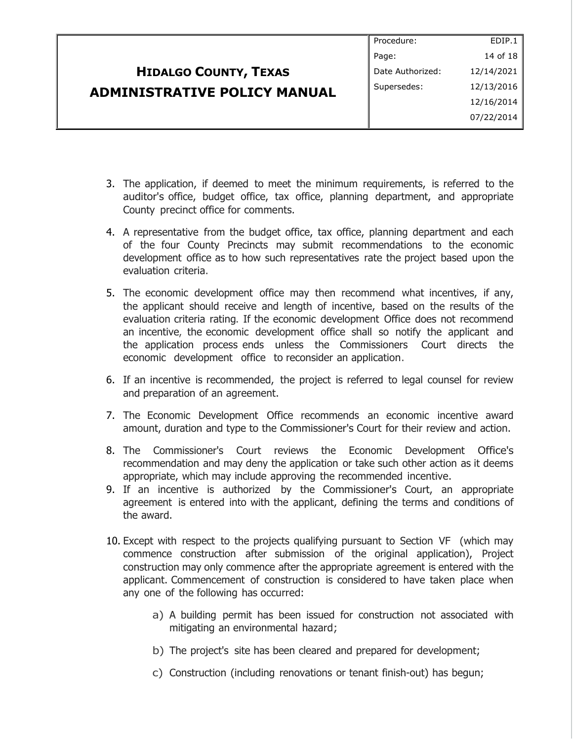3. The application, if deemed to meet the minimum requirements, is referred to the auditor's office, budget office, tax office, planning department, and appropriate County precinct office for comments.

4. A representative from the budget office, tax office, planning department and each of the four County Precincts may submit recommendations to the economic development office as to how such representatives rate the project based upon the evaluation criteria.

5. The economic development office may then recommend what incentives, if any, the applicant should receive and length of incentive, based on the results of the evaluation criteria rating. If the economic development Office does not recommend an incentive, the economic development office shall so notify the applicant and the application process ends unless the Commissioners Court directs the economic development office to reconsider an application.

6. If an incentive is recommended, the project is referred to legal counsel for review and preparation of an agreement.

7. The Economic Development Office recommends an economic incentive award amount, duration and type to the Commissioner's Court for their review and action.

8. The Commissioner's Court reviews the Economic Development Office's recommendation and may deny the application or take such other action as it deems appropriate, which may include approving the recommended incentive.

9. If an incentive is authorized by the Commissioner's Court, an appropriate agreement is entered into with the applicant, defining the terms and conditions of the award.

10. Except with respect to the projects qualifying pursuant to Section VF (which may commence construction after submission of the original application), Project construction may only commence after the appropriate agreement is entered with the applicant. Commencement of construction is considered to have taken place when any one of the following has occurred:

    a) A building permit has been issued for construction not associated with mitigating an environmental hazard;

    b) The project's site has been cleared and prepared for development;

    c) Construction (including renovations or tenant finish-out) has begun;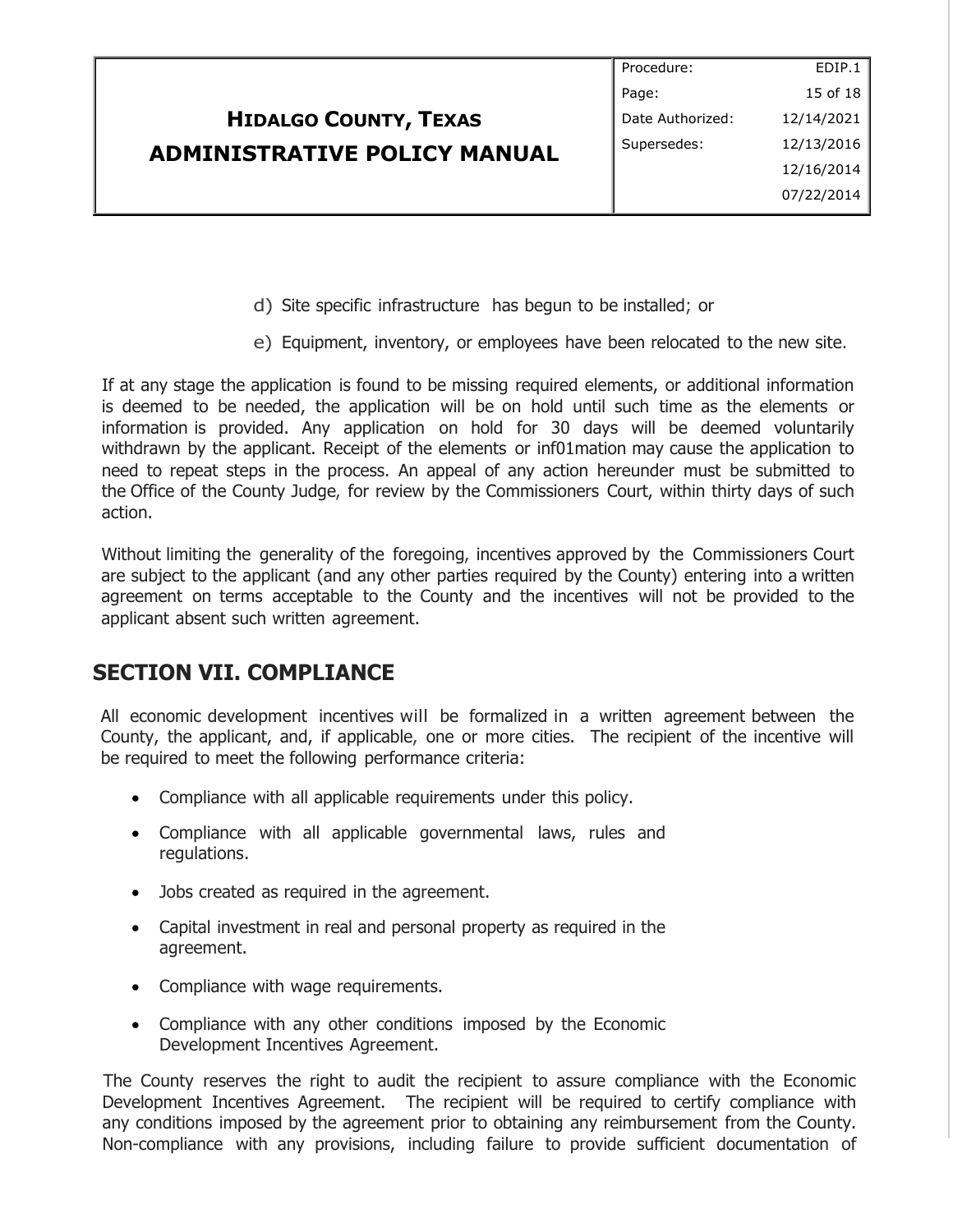d) Site specific infrastructure has begun to be installed; or

e) Equipment, inventory, or employees have been relocated to the new site.

If at any stage the application is found to be missing required elements, or additional information is deemed to be needed, the application will be on hold until such time as the elements or information is provided. Any application on hold for 30 days will be deemed voluntarily withdrawn by the applicant. Receipt of the elements or inf01mation may cause the application to need to repeat steps in the process. An appeal of any action hereunder must be submitted to the Office of the County Judge, for review by the Commissioners Court, within thirty days of such action.

Without limiting the generality of the foregoing, incentives approved by the Commissioners Court are subject to the applicant (and any other parties required by the County) entering into a written agreement on terms acceptable to the County and the incentives will not be provided to the applicant absent such written agreement.

## SECTION VII. COMPLIANCE

All economic development incentives will be formalized in a written agreement between the County, the applicant, and, if applicable, one or more cities. The recipient of the incentive will be required to meet the following performance criteria:

- Compliance with all applicable requirements under this policy.
- Compliance with all applicable governmental laws, rules and regulations.
- Jobs created as required in the agreement.
- Capital investment in real and personal property as required in the agreement.
- Compliance with wage requirements.
- Compliance with any other conditions imposed by the Economic Development Incentives Agreement.

The County reserves the right to audit the recipient to assure compliance with the Economic Development Incentives Agreement. The recipient will be required to certify compliance with any conditions imposed by the agreement prior to obtaining any reimbursement from the County. Non-compliance with any provisions, including failure to provide sufficient documentation of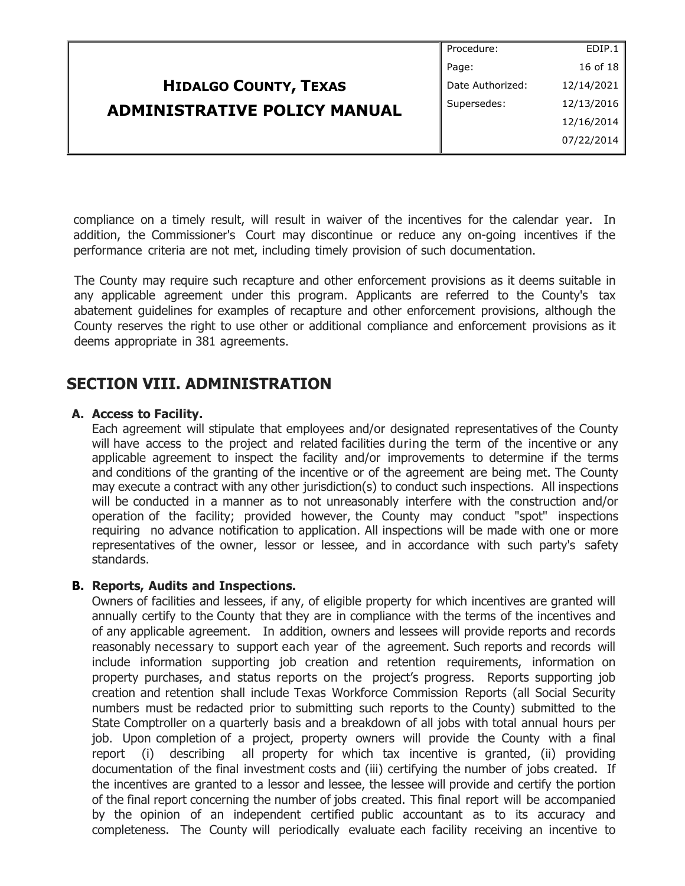compliance on a timely result, will result in waiver of the incentives for the calendar year. In addition, the Commissioner's Court may discontinue or reduce any on-going incentives if the performance criteria are not met, including timely provision of such documentation.

The County may require such recapture and other enforcement provisions as it deems suitable in any applicable agreement under this program. Applicants are referred to the County's tax abatement guidelines for examples of recapture and other enforcement provisions, although the County reserves the right to use other or additional compliance and enforcement provisions as it deems appropriate in 381 agreements.

## SECTION VIII. ADMINISTRATION

**A. Access to Facility.**

Each agreement will stipulate that employees and/or designated representatives of the County will have access to the project and related facilities during the term of the incentive or any applicable agreement to inspect the facility and/or improvements to determine if the terms and conditions of the granting of the incentive or of the agreement are being met. The County may execute a contract with any other jurisdiction(s) to conduct such inspections. All inspections will be conducted in a manner as to not unreasonably interfere with the construction and/or operation of the facility; provided however, the County may conduct "spot" inspections requiring no advance notification to application. All inspections will be made with one or more representatives of the owner, lessor or lessee, and in accordance with such party's safety standards.

**B. Reports, Audits and Inspections.**

Owners of facilities and lessees, if any, of eligible property for which incentives are granted will annually certify to the County that they are in compliance with the terms of the incentives and of any applicable agreement. In addition, owners and lessees will provide reports and records reasonably necessary to support each year of the agreement. Such reports and records will include information supporting job creation and retention requirements, information on property purchases, and status reports on the project's progress. Reports supporting job creation and retention shall include Texas Workforce Commission Reports (all Social Security numbers must be redacted prior to submitting such reports to the County) submitted to the State Comptroller on a quarterly basis and a breakdown of all jobs with total annual hours per job. Upon completion of a project, property owners will provide the County with a final report (i) describing all property for which tax incentive is granted, (ii) providing documentation of the final investment costs and (iii) certifying the number of jobs created. If the incentives are granted to a lessor and lessee, the lessee will provide and certify the portion of the final report concerning the number of jobs created. This final report will be accompanied by the opinion of an independent certified public accountant as to its accuracy and completeness. The County will periodically evaluate each facility receiving an incentive to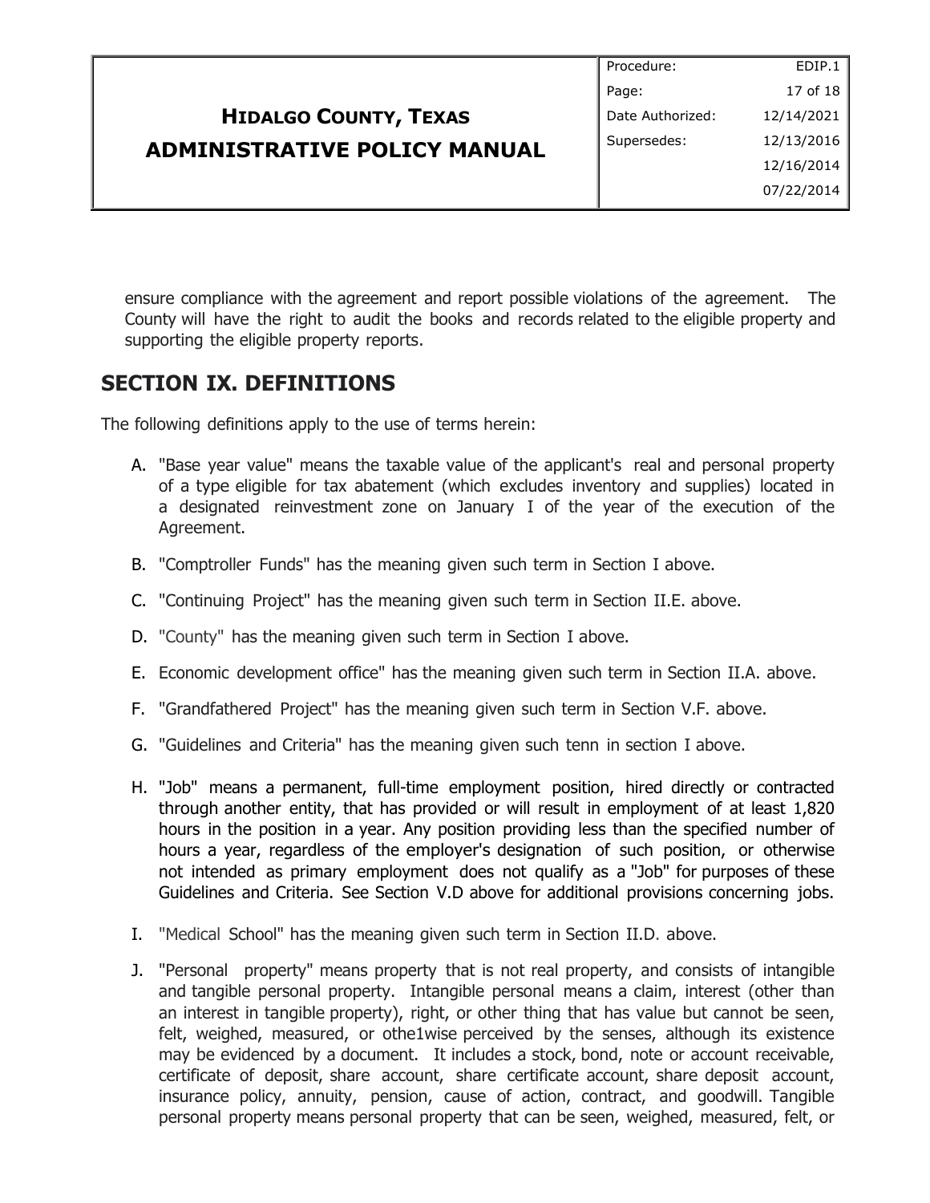ensure compliance with the agreement and report possible violations of the agreement. The County will have the right to audit the books and records related to the eligible property and supporting the eligible property reports.

## SECTION IX. DEFINITIONS

The following definitions apply to the use of terms herein:

A. "Base year value" means the taxable value of the applicant's real and personal property of a type eligible for tax abatement (which excludes inventory and supplies) located in a designated reinvestment zone on January I of the year of the execution of the Agreement.

B. "Comptroller Funds" has the meaning given such term in Section I above.

C. "Continuing Project" has the meaning given such term in Section II.E. above.

D. "County" has the meaning given such term in Section I above.

E. Economic development office" has the meaning given such term in Section II.A. above.

F. "Grandfathered Project" has the meaning given such term in Section V.F. above.

G. "Guidelines and Criteria" has the meaning given such tenn in section I above.

H. "Job" means a permanent, full-time employment position, hired directly or contracted through another entity, that has provided or will result in employment of at least 1,820 hours in the position in a year. Any position providing less than the specified number of hours a year, regardless of the employer's designation of such position, or otherwise not intended as primary employment does not qualify as a "Job" for purposes of these Guidelines and Criteria. See Section V.D above for additional provisions concerning jobs.

I. "Medical School" has the meaning given such term in Section II.D. above.

J. "Personal property" means property that is not real property, and consists of intangible and tangible personal property. Intangible personal means a claim, interest (other than an interest in tangible property), right, or other thing that has value but cannot be seen, felt, weighed, measured, or othe1wise perceived by the senses, although its existence may be evidenced by a document. It includes a stock, bond, note or account receivable, certificate of deposit, share account, share certificate account, share deposit account, insurance policy, annuity, pension, cause of action, contract, and goodwill. Tangible personal property means personal property that can be seen, weighed, measured, felt, or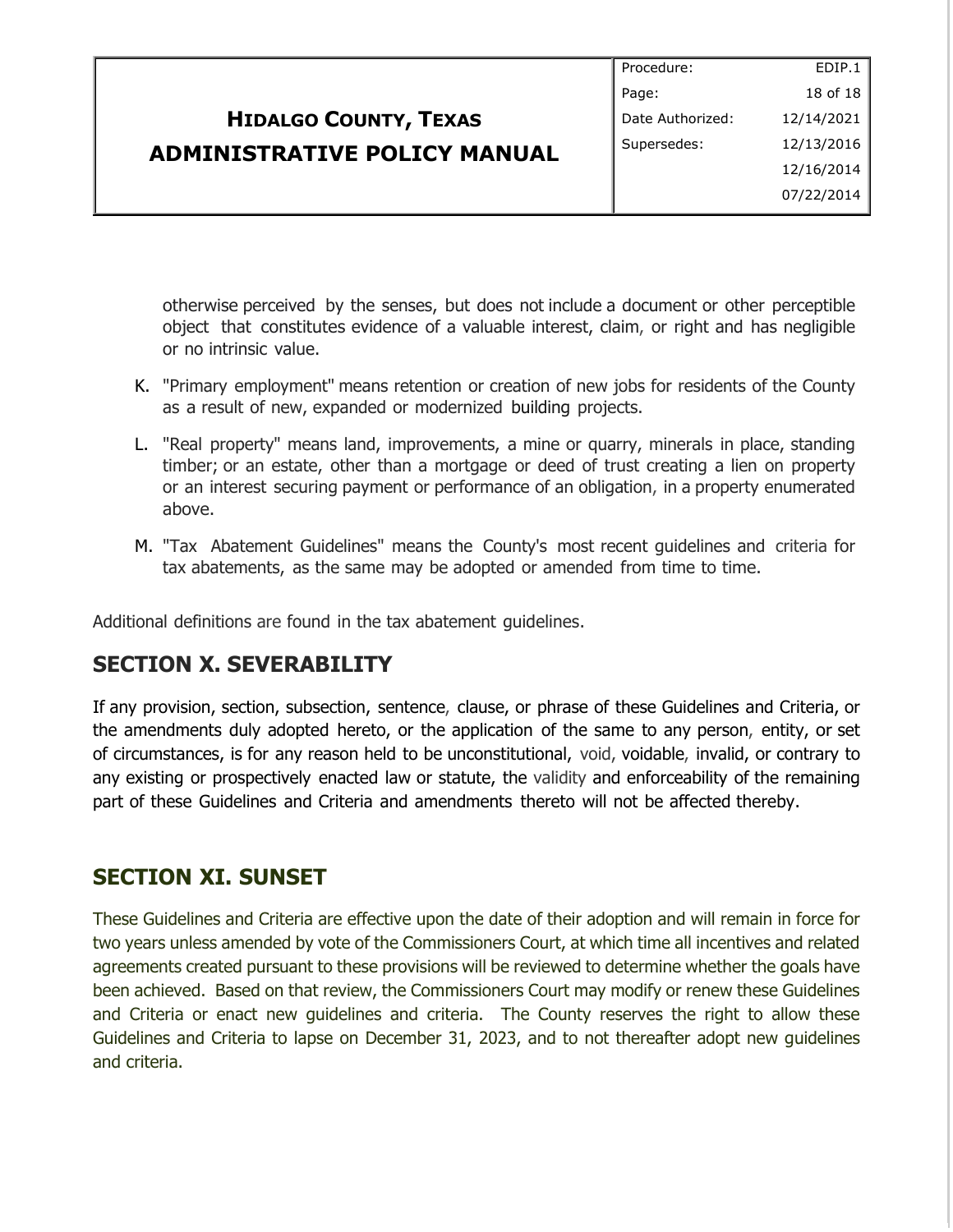otherwise perceived by the senses, but does not include a document or other perceptible object that constitutes evidence of a valuable interest, claim, or right and has negligible or no intrinsic value.

K. "Primary employment" means retention or creation of new jobs for residents of the County as a result of new, expanded or modernized building projects.

L. "Real property" means land, improvements, a mine or quarry, minerals in place, standing timber; or an estate, other than a mortgage or deed of trust creating a lien on property or an interest securing payment or performance of an obligation, in a property enumerated above.

M. "Tax Abatement Guidelines" means the County's most recent guidelines and criteria for tax abatements, as the same may be adopted or amended from time to time.

Additional definitions are found in the tax abatement guidelines.

## SECTION X. SEVERABILITY

If any provision, section, subsection, sentence, clause, or phrase of these Guidelines and Criteria, or the amendments duly adopted hereto, or the application of the same to any person, entity, or set of circumstances, is for any reason held to be unconstitutional, void, voidable, invalid, or contrary to any existing or prospectively enacted law or statute, the validity and enforceability of the remaining part of these Guidelines and Criteria and amendments thereto will not be affected thereby.

## SECTION XI. SUNSET

These Guidelines and Criteria are effective upon the date of their adoption and will remain in force for two years unless amended by vote of the Commissioners Court, at which time all incentives and related agreements created pursuant to these provisions will be reviewed to determine whether the goals have been achieved. Based on that review, the Commissioners Court may modify or renew these Guidelines and Criteria or enact new guidelines and criteria. The County reserves the right to allow these Guidelines and Criteria to lapse on December 31, 2023, and to not thereafter adopt new guidelines and criteria.